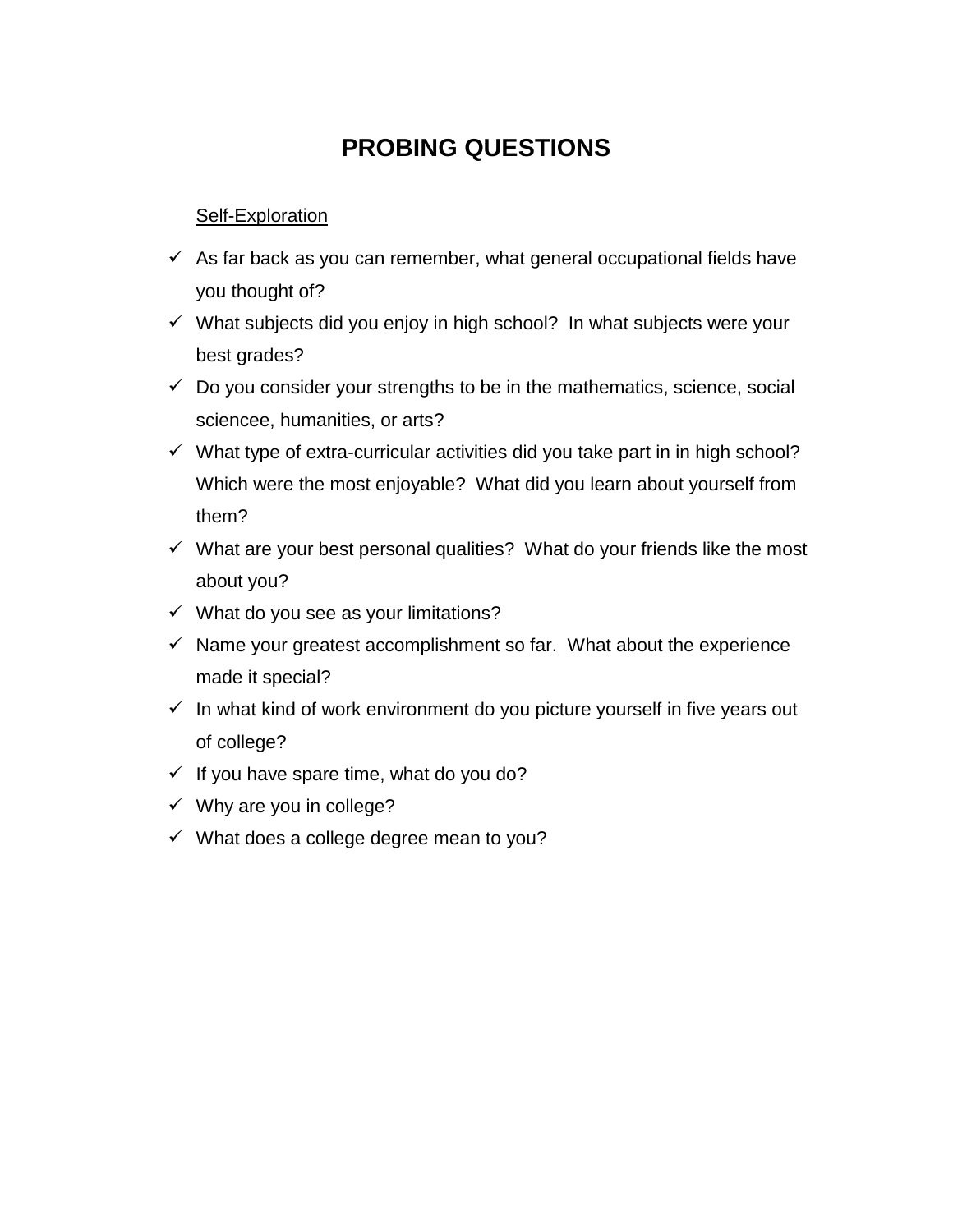# PROBING QUESTIONS

Self-Exploration

- ✓ As far back as you can remember, what general occupational fields have you thought of?
- ✓ What subjects did you enjoy in high school? In what subjects were your best grades?
- ✓ Do you consider your strengths to be in the mathematics, science, social sciencee, humanities, or arts?
- ✓ What type of extra-curricular activities did you take part in in high school? Which were the most enjoyable? What did you learn about yourself from them?
- ✓ What are your best personal qualities? What do your friends like the most about you?
- ✓ What do you see as your limitations?
- ✓ Name your greatest accomplishment so far. What about the experience made it special?
- ✓ In what kind of work environment do you picture yourself in five years out of college?
- ✓ If you have spare time, what do you do?
- ✓ Why are you in college?
- ✓ What does a college degree mean to you?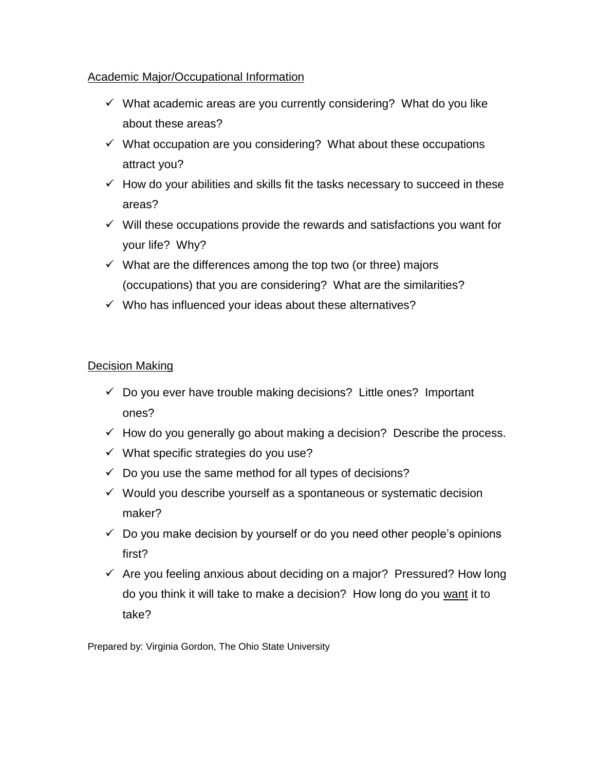<u>Academic Major/Occupational Information</u>

- ✓ What academic areas are you currently considering? What do you like about these areas?
- ✓ What occupation are you considering? What about these occupations attract you?
- ✓ How do your abilities and skills fit the tasks necessary to succeed in these areas?
- ✓ Will these occupations provide the rewards and satisfactions you want for your life? Why?
- ✓ What are the differences among the top two (or three) majors (occupations) that you are considering? What are the similarities?
- ✓ Who has influenced your ideas about these alternatives?

<u>Decision Making</u>

- ✓ Do you ever have trouble making decisions? Little ones? Important ones?
- ✓ How do you generally go about making a decision? Describe the process.
- ✓ What specific strategies do you use?
- ✓ Do you use the same method for all types of decisions?
- ✓ Would you describe yourself as a spontaneous or systematic decision maker?
- ✓ Do you make decision by yourself or do you need other people's opinions first?
- ✓ Are you feeling anxious about deciding on a major? Pressured? How long do you think it will take to make a decision? How long do you <u>want</u> it to take?

Prepared by: Virginia Gordon, The Ohio State University